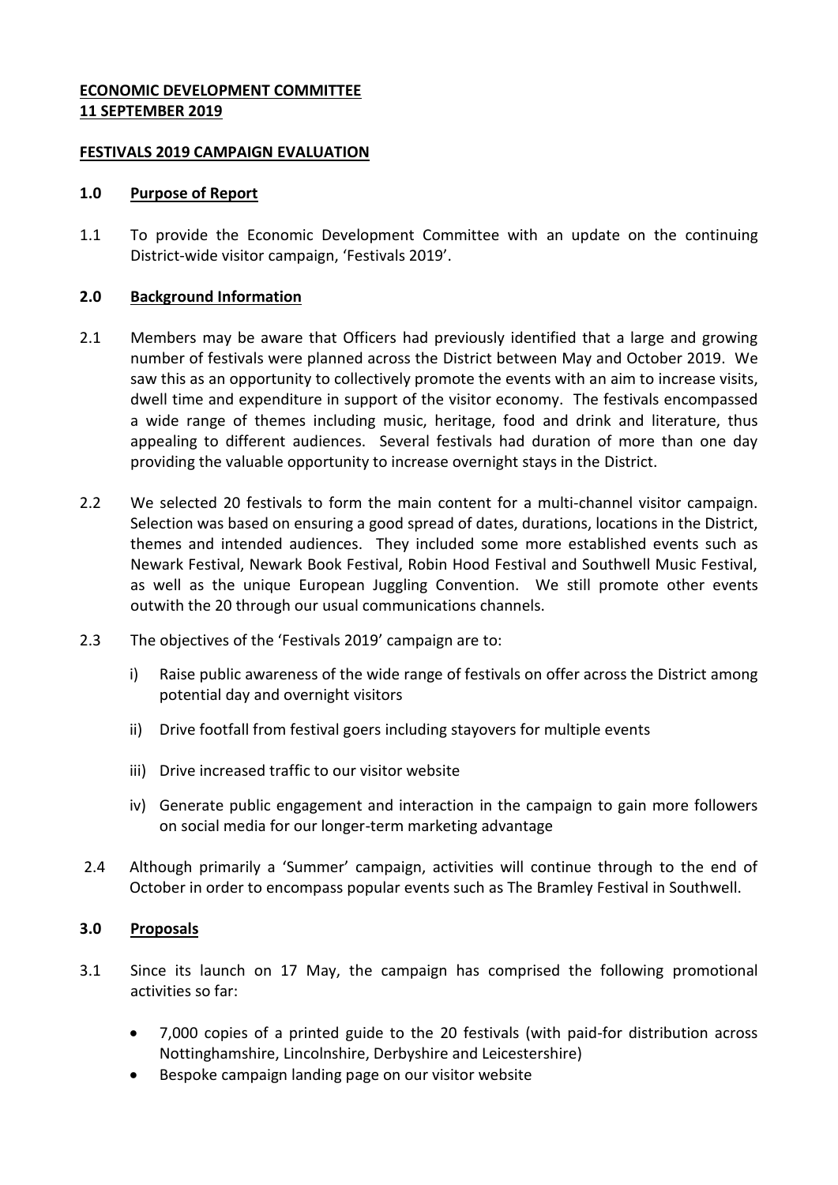**ECONOMIC DEVELOPMENT COMMITTEE**
**11 SEPTEMBER 2019**

**FESTIVALS 2019 CAMPAIGN EVALUATION**

## 1.0 Purpose of Report

1.1 To provide the Economic Development Committee with an update on the continuing District-wide visitor campaign, 'Festivals 2019'.

## 2.0 Background Information

2.1 Members may be aware that Officers had previously identified that a large and growing number of festivals were planned across the District between May and October 2019. We saw this as an opportunity to collectively promote the events with an aim to increase visits, dwell time and expenditure in support of the visitor economy. The festivals encompassed a wide range of themes including music, heritage, food and drink and literature, thus appealing to different audiences. Several festivals had duration of more than one day providing the valuable opportunity to increase overnight stays in the District.

2.2 We selected 20 festivals to form the main content for a multi-channel visitor campaign. Selection was based on ensuring a good spread of dates, durations, locations in the District, themes and intended audiences. They included some more established events such as Newark Festival, Newark Book Festival, Robin Hood Festival and Southwell Music Festival, as well as the unique European Juggling Convention. We still promote other events outwith the 20 through our usual communications channels.

2.3 The objectives of the 'Festivals 2019' campaign are to:

i) Raise public awareness of the wide range of festivals on offer across the District among potential day and overnight visitors

ii) Drive footfall from festival goers including stayovers for multiple events

iii) Drive increased traffic to our visitor website

iv) Generate public engagement and interaction in the campaign to gain more followers on social media for our longer-term marketing advantage

2.4 Although primarily a 'Summer' campaign, activities will continue through to the end of October in order to encompass popular events such as The Bramley Festival in Southwell.

## 3.0 Proposals

3.1 Since its launch on 17 May, the campaign has comprised the following promotional activities so far:

- 7,000 copies of a printed guide to the 20 festivals (with paid-for distribution across Nottinghamshire, Lincolnshire, Derbyshire and Leicestershire)
- Bespoke campaign landing page on our visitor website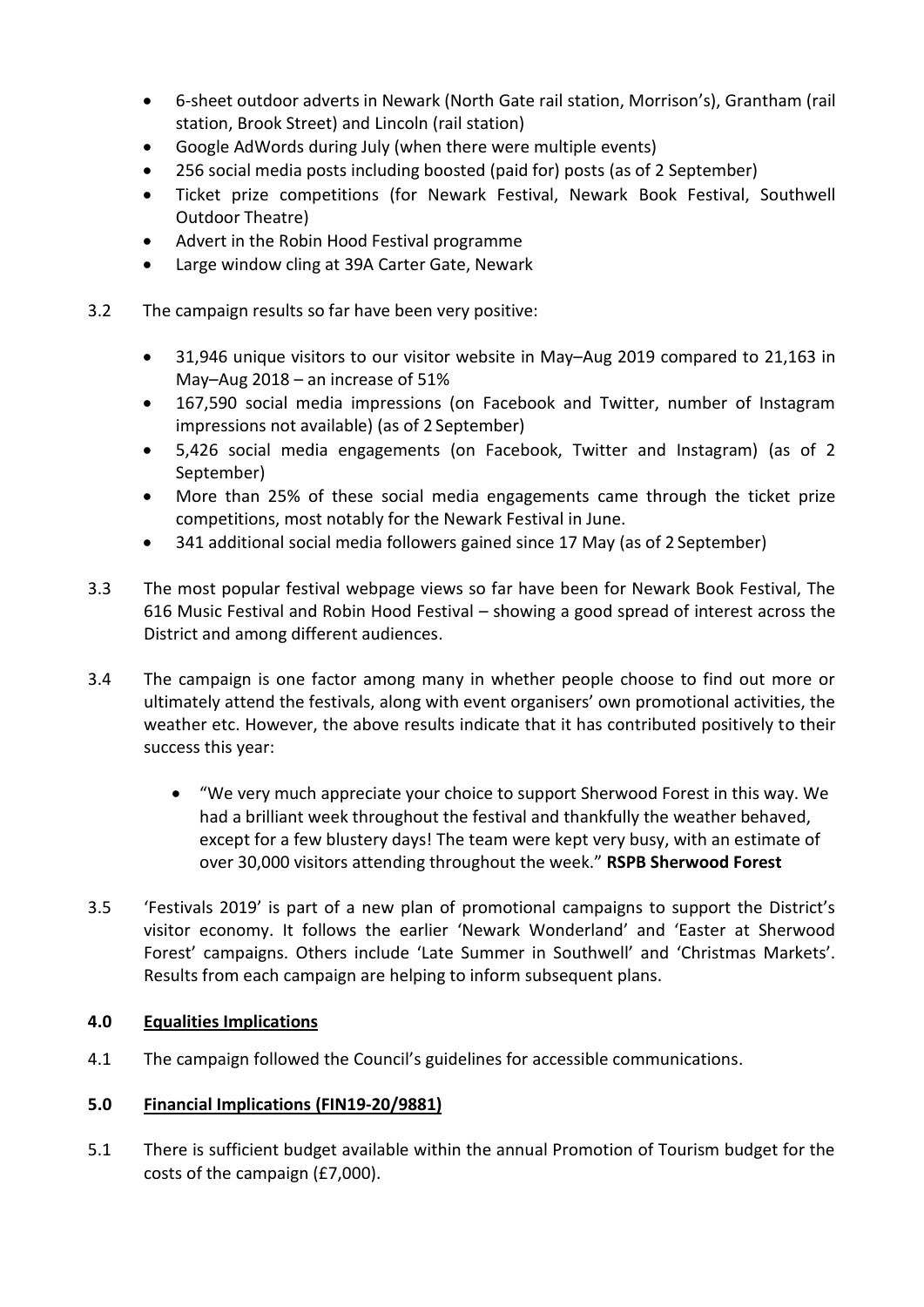- 6-sheet outdoor adverts in Newark (North Gate rail station, Morrison's), Grantham (rail station, Brook Street) and Lincoln (rail station)
- Google AdWords during July (when there were multiple events)
- 256 social media posts including boosted (paid for) posts (as of 2 September)
- Ticket prize competitions (for Newark Festival, Newark Book Festival, Southwell Outdoor Theatre)
- Advert in the Robin Hood Festival programme
- Large window cling at 39A Carter Gate, Newark

3.2 The campaign results so far have been very positive:

- 31,946 unique visitors to our visitor website in May–Aug 2019 compared to 21,163 in May–Aug 2018 – an increase of 51%
- 167,590 social media impressions (on Facebook and Twitter, number of Instagram impressions not available) (as of 2 September)
- 5,426 social media engagements (on Facebook, Twitter and Instagram) (as of 2 September)
- More than 25% of these social media engagements came through the ticket prize competitions, most notably for the Newark Festival in June.
- 341 additional social media followers gained since 17 May (as of 2 September)

3.3 The most popular festival webpage views so far have been for Newark Book Festival, The 616 Music Festival and Robin Hood Festival – showing a good spread of interest across the District and among different audiences.

3.4 The campaign is one factor among many in whether people choose to find out more or ultimately attend the festivals, along with event organisers' own promotional activities, the weather etc. However, the above results indicate that it has contributed positively to their success this year:

- "We very much appreciate your choice to support Sherwood Forest in this way. We had a brilliant week throughout the festival and thankfully the weather behaved, except for a few blustery days! The team were kept very busy, with an estimate of over 30,000 visitors attending throughout the week." **RSPB Sherwood Forest**

3.5 'Festivals 2019' is part of a new plan of promotional campaigns to support the District's visitor economy. It follows the earlier 'Newark Wonderland' and 'Easter at Sherwood Forest' campaigns. Others include 'Late Summer in Southwell' and 'Christmas Markets'. Results from each campaign are helping to inform subsequent plans.

## 4.0 Equalities Implications

4.1 The campaign followed the Council's guidelines for accessible communications.

## 5.0 Financial Implications (FIN19-20/9881)

5.1 There is sufficient budget available within the annual Promotion of Tourism budget for the costs of the campaign (£7,000).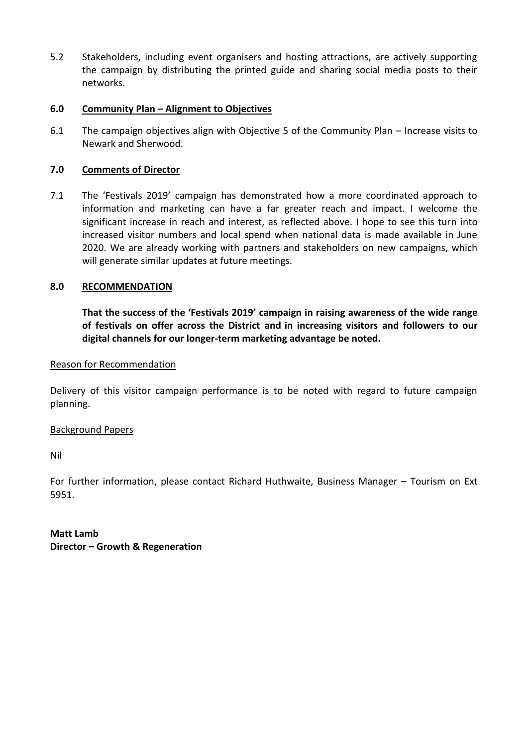5.2 Stakeholders, including event organisers and hosting attractions, are actively supporting the campaign by distributing the printed guide and sharing social media posts to their networks.

## 6.0 Community Plan – Alignment to Objectives

6.1 The campaign objectives align with Objective 5 of the Community Plan – Increase visits to Newark and Sherwood.

## 7.0 Comments of Director

7.1 The 'Festivals 2019' campaign has demonstrated how a more coordinated approach to information and marketing can have a far greater reach and impact. I welcome the significant increase in reach and interest, as reflected above. I hope to see this turn into increased visitor numbers and local spend when national data is made available in June 2020. We are already working with partners and stakeholders on new campaigns, which will generate similar updates at future meetings.

## 8.0 RECOMMENDATION

**That the success of the 'Festivals 2019' campaign in raising awareness of the wide range of festivals on offer across the District and in increasing visitors and followers to our digital channels for our longer-term marketing advantage be noted.**

Reason for Recommendation

Delivery of this visitor campaign performance is to be noted with regard to future campaign planning.

Background Papers

Nil

For further information, please contact Richard Huthwaite, Business Manager – Tourism on Ext 5951.

**Matt Lamb**
**Director – Growth & Regeneration**